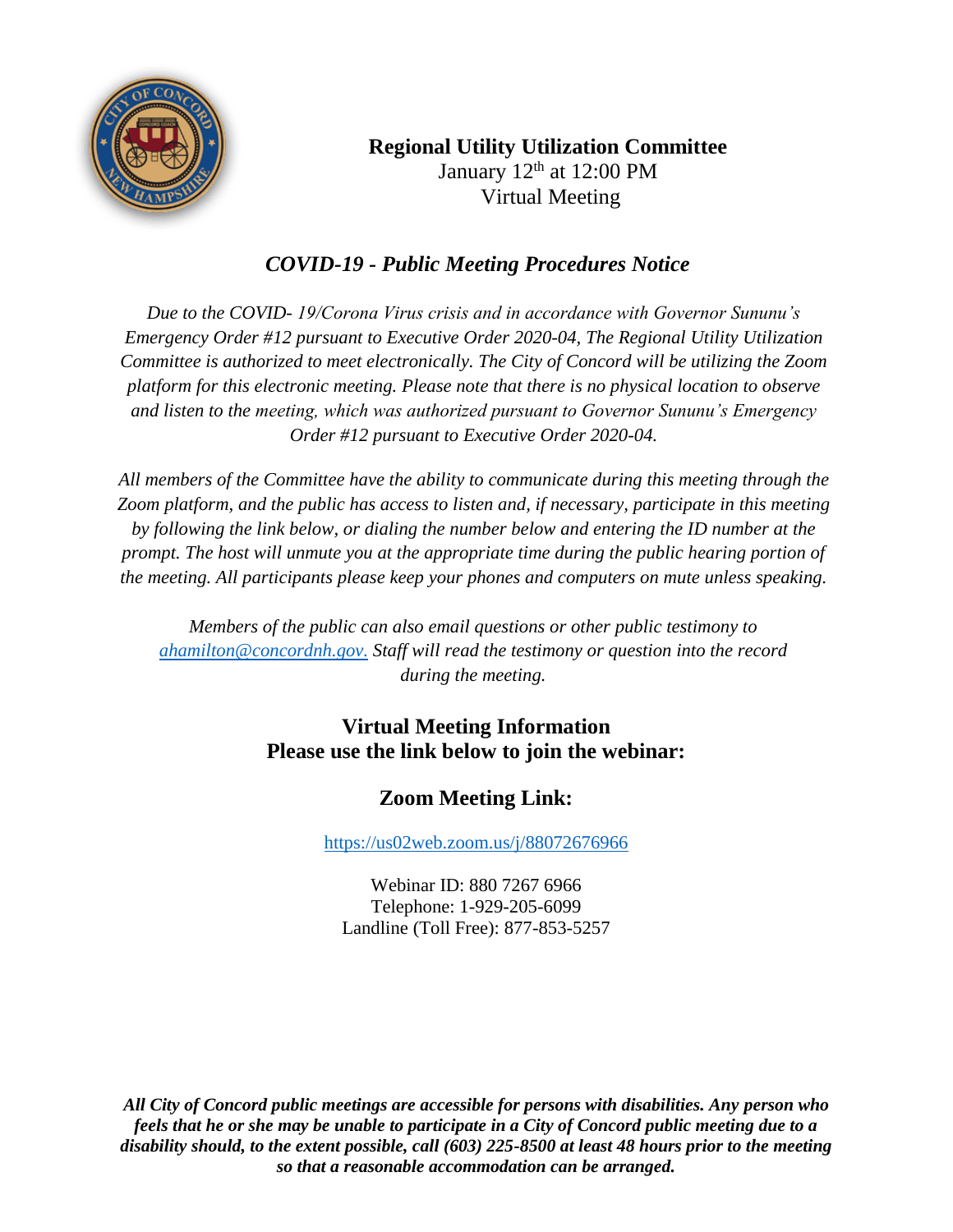# Regional Utility Utilization Committee

January 12th at 12:00 PM

Virtual Meeting

## *COVID-19 - Public Meeting Procedures Notice*

*Due to the COVID- 19/Corona Virus crisis and in accordance with Governor Sununu's Emergency Order #12 pursuant to Executive Order 2020-04, The Regional Utility Utilization Committee is authorized to meet electronically. The City of Concord will be utilizing the Zoom platform for this electronic meeting. Please note that there is no physical location to observe and listen to the meeting, which was authorized pursuant to Governor Sununu's Emergency Order #12 pursuant to Executive Order 2020-04.*

*All members of the Committee have the ability to communicate during this meeting through the Zoom platform, and the public has access to listen and, if necessary, participate in this meeting by following the link below, or dialing the number below and entering the ID number at the prompt. The host will unmute you at the appropriate time during the public hearing portion of the meeting. All participants please keep your phones and computers on mute unless speaking.*

*Members of the public can also email questions or other public testimony to [ahamilton@concordnh.gov.](mailto:ahamilton@concordnh.gov) Staff will read the testimony or question into the record during the meeting.*

## Virtual Meeting Information
## Please use the link below to join the webinar:

## Zoom Meeting Link:

https://us02web.zoom.us/j/88072676966

Webinar ID: 880 7267 6966

Telephone: 1-929-205-6099

Landline (Toll Free): 877-853-5257

***All City of Concord public meetings are accessible for persons with disabilities. Any person who feels that he or she may be unable to participate in a City of Concord public meeting due to a disability should, to the extent possible, call (603) 225-8500 at least 48 hours prior to the meeting so that a reasonable accommodation can be arranged.***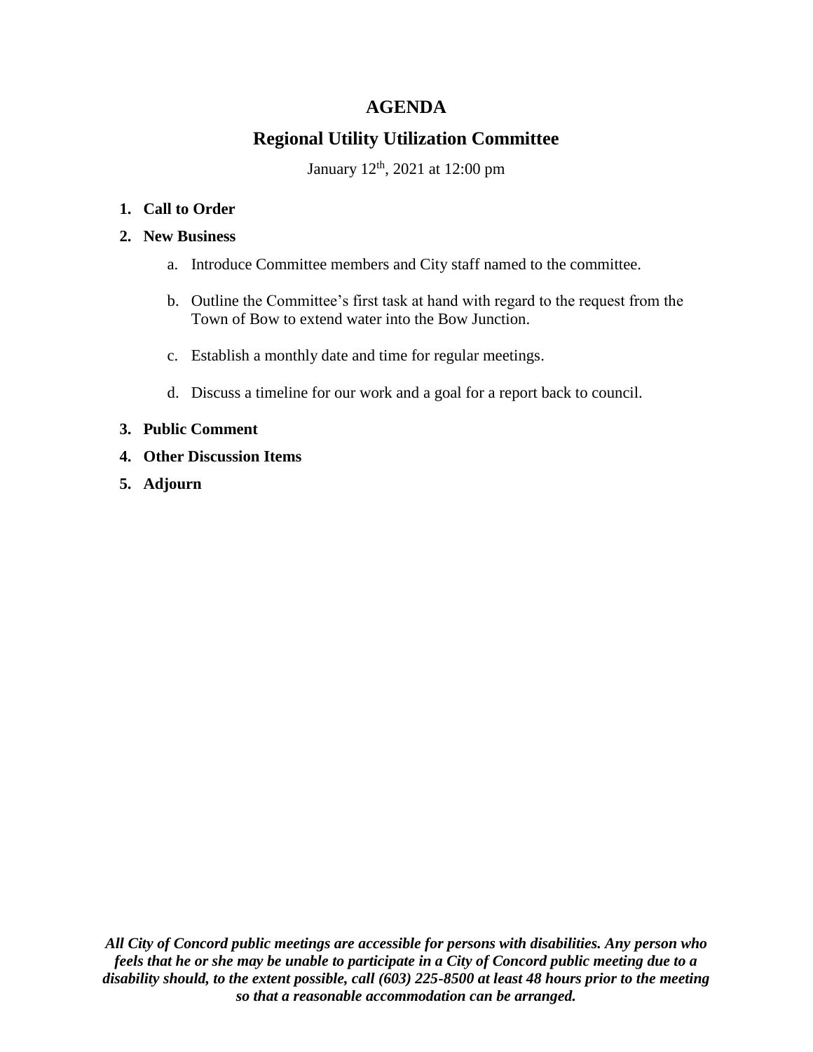# AGENDA

## Regional Utility Utilization Committee

January 12th, 2021 at 12:00 pm

1. **Call to Order**
2. **New Business**
   a. Introduce Committee members and City staff named to the committee.

   b. Outline the Committee's first task at hand with regard to the request from the Town of Bow to extend water into the Bow Junction.

   c. Establish a monthly date and time for regular meetings.

   d. Discuss a timeline for our work and a goal for a report back to council.
3. **Public Comment**
4. **Other Discussion Items**
5. **Adjourn**

***All City of Concord public meetings are accessible for persons with disabilities. Any person who feels that he or she may be unable to participate in a City of Concord public meeting due to a disability should, to the extent possible, call (603) 225-8500 at least 48 hours prior to the meeting so that a reasonable accommodation can be arranged.***